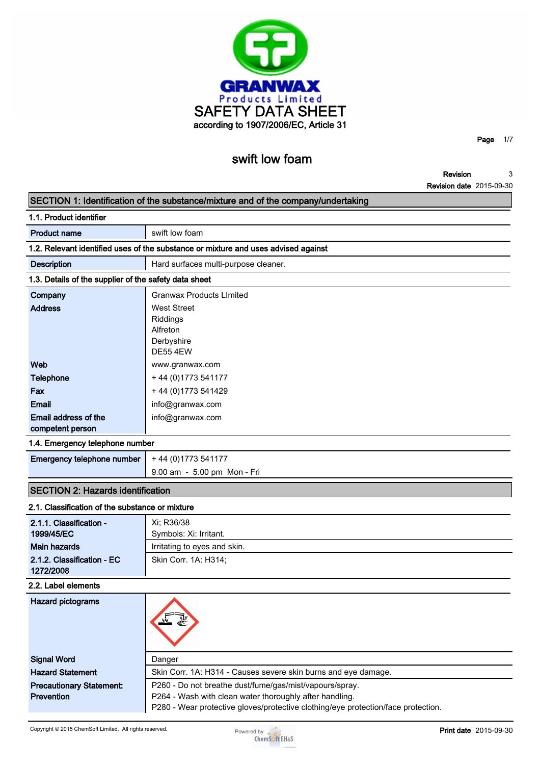# GRANWAX Products Limited

# SAFETY DATA SHEET

according to 1907/2006/EC, Article 31

## swift low foam

| Revision | 3 |
|---|---|
| Revision date | 2015-09-30 |

## SECTION 1: Identification of the substance/mixture and of the company/undertaking

### 1.1. Product identifier

| | |
|---|---|
| **Product name** | swift low foam |

### 1.2. Relevant identified uses of the substance or mixture and uses advised against

| | |
|---|---|
| **Description** | Hard surfaces multi-purpose cleaner. |

### 1.3. Details of the supplier of the safety data sheet

| | |
|---|---|
| **Company** | Granwax Products LImited |
| **Address** | West Street<br>Riddings<br>Alfreton<br>Derbyshire<br>DE55 4EW |
| **Web** | www.granwax.com |
| **Telephone** | + 44 (0)1773 541177 |
| **Fax** | + 44 (0)1773 541429 |
| **Email** | info@granwax.com |
| **Email address of the competent person** | info@granwax.com |

### 1.4. Emergency telephone number

| | |
|---|---|
| **Emergency telephone number** | + 44 (0)1773 541177<br>9.00 am - 5.00 pm Mon - Fri |

## SECTION 2: Hazards identification

### 2.1. Classification of the substance or mixture

| | |
|---|---|
| **2.1.1. Classification - 1999/45/EC** | Xi; R36/38<br>Symbols: Xi: Irritant. |
| **Main hazards** | Irritating to eyes and skin. |
| **2.1.2. Classification - EC 1272/2008** | Skin Corr. 1A: H314; |

### 2.2. Label elements

| | |
|---|---|
| **Hazard pictograms** | |
| **Signal Word** | Danger |
| **Hazard Statement** | Skin Corr. 1A: H314 - Causes severe skin burns and eye damage. |
| **Precautionary Statement: Prevention** | P260 - Do not breathe dust/fume/gas/mist/vapours/spray.<br>P264 - Wash with clean water thoroughly after handling.<br>P280 - Wear protective gloves/protective clothing/eye protection/face protection. |

Copyright © 2015 ChemSoft Limited. All rights reserved.

Print date 2015-09-30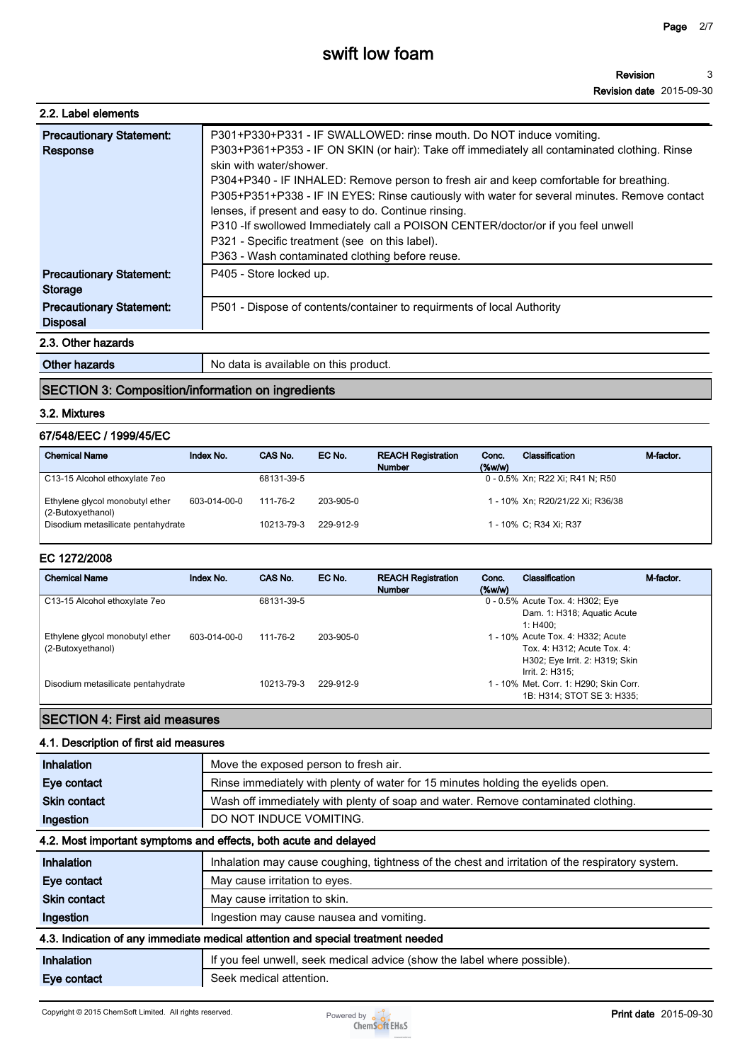### 2.2. Label elements

| | |
|---|---|
| **Precautionary Statement: Response** | P301+P330+P331 - IF SWALLOWED: rinse mouth. Do NOT induce vomiting.<br>P303+P361+P353 - IF ON SKIN (or hair): Take off immediately all contaminated clothing. Rinse skin with water/shower.<br>P304+P340 - IF INHALED: Remove person to fresh air and keep comfortable for breathing.<br>P305+P351+P338 - IF IN EYES: Rinse cautiously with water for several minutes. Remove contact lenses, if present and easy to do. Continue rinsing.<br>P310 -If swollowed Immediately call a POISON CENTER/doctor/or if you feel unwell<br>P321 - Specific treatment (see on this label).<br>P363 - Wash contaminated clothing before reuse. |
| **Precautionary Statement: Storage** | P405 - Store locked up. |
| **Precautionary Statement: Disposal** | P501 - Dispose of contents/container to requirments of local Authority |

### 2.3. Other hazards

| | |
|---|---|
| **Other hazards** | No data is available on this product. |

## SECTION 3: Composition/information on ingredients

### 3.2. Mixtures

#### 67/548/EEC / 1999/45/EC

| Chemical Name | Index No. | CAS No. | EC No. | REACH Registration Number | Conc. (%w/w) | Classification | M-factor. |
|---|---|---|---|---|---|---|---|
| C13-15 Alcohol ethoxylate 7eo | | 68131-39-5 | | | 0 - 0.5% | Xn; R22 Xi; R41 N; R50 | |
| Ethylene glycol monobutyl ether (2-Butoxyethanol) | 603-014-00-0 | 111-76-2 | 203-905-0 | | 1 - 10% | Xn; R20/21/22 Xi; R36/38 | |
| Disodium metasilicate pentahydrate | | 10213-79-3 | 229-912-9 | | 1 - 10% | C; R34 Xi; R37 | |

#### EC 1272/2008

| Chemical Name | Index No. | CAS No. | EC No. | REACH Registration Number | Conc. (%w/w) | Classification | M-factor. |
|---|---|---|---|---|---|---|---|
| C13-15 Alcohol ethoxylate 7eo | | 68131-39-5 | | | 0 - 0.5% | Acute Tox. 4: H302; Eye Dam. 1: H318; Aquatic Acute 1: H400; | |
| Ethylene glycol monobutyl ether (2-Butoxyethanol) | 603-014-00-0 | 111-76-2 | 203-905-0 | | 1 - 10% | Acute Tox. 4: H332; Acute Tox. 4: H312; Acute Tox. 4: H302; Eye Irrit. 2: H319; Skin Irrit. 2: H315; | |
| Disodium metasilicate pentahydrate | | 10213-79-3 | 229-912-9 | | 1 - 10% | Met. Corr. 1: H290; Skin Corr. 1B: H314; STOT SE 3: H335; | |

## SECTION 4: First aid measures

### 4.1. Description of first aid measures

| | |
|---|---|
| **Inhalation** | Move the exposed person to fresh air. |
| **Eye contact** | Rinse immediately with plenty of water for 15 minutes holding the eyelids open. |
| **Skin contact** | Wash off immediately with plenty of soap and water. Remove contaminated clothing. |
| **Ingestion** | DO NOT INDUCE VOMITING. |

### 4.2. Most important symptoms and effects, both acute and delayed

| | |
|---|---|
| **Inhalation** | Inhalation may cause coughing, tightness of the chest and irritation of the respiratory system. |
| **Eye contact** | May cause irritation to eyes. |
| **Skin contact** | May cause irritation to skin. |
| **Ingestion** | Ingestion may cause nausea and vomiting. |

### 4.3. Indication of any immediate medical attention and special treatment needed

| | |
|---|---|
| **Inhalation** | If you feel unwell, seek medical advice (show the label where possible). |
| **Eye contact** | Seek medical attention. |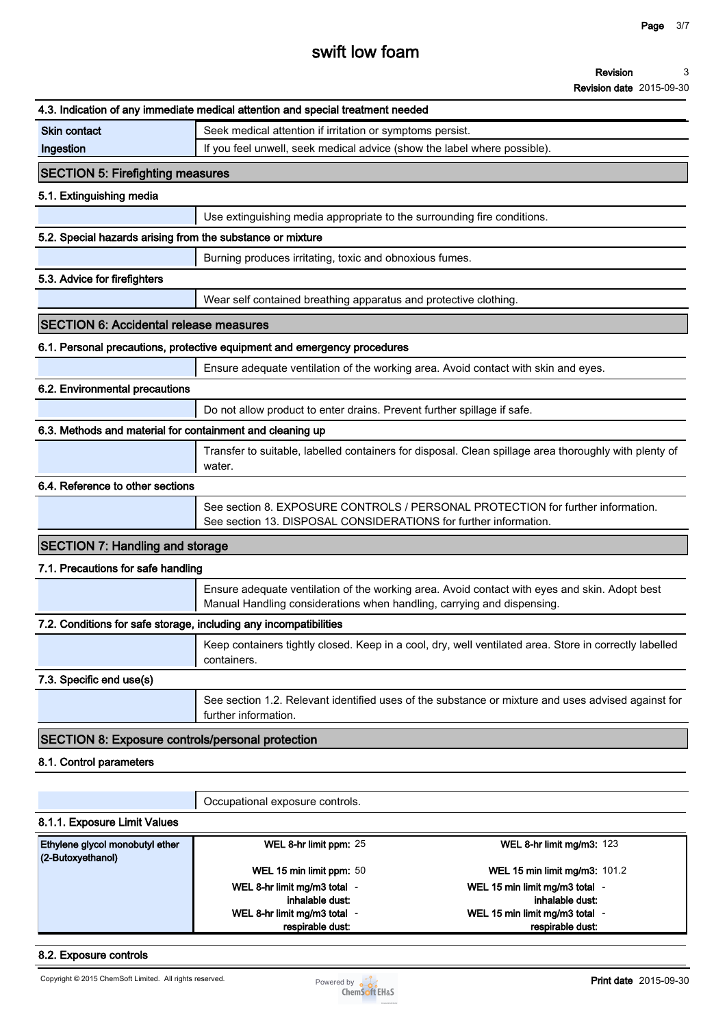### 4.3. Indication of any immediate medical attention and special treatment needed

| | |
|---|---|
| **Skin contact** | Seek medical attention if irritation or symptoms persist. |
| **Ingestion** | If you feel unwell, seek medical advice (show the label where possible). |

## SECTION 5: Firefighting measures

### 5.1. Extinguishing media

Use extinguishing media appropriate to the surrounding fire conditions.

### 5.2. Special hazards arising from the substance or mixture

Burning produces irritating, toxic and obnoxious fumes.

### 5.3. Advice for firefighters

Wear self contained breathing apparatus and protective clothing.

## SECTION 6: Accidental release measures

### 6.1. Personal precautions, protective equipment and emergency procedures

Ensure adequate ventilation of the working area. Avoid contact with skin and eyes.

### 6.2. Environmental precautions

Do not allow product to enter drains. Prevent further spillage if safe.

### 6.3. Methods and material for containment and cleaning up

Transfer to suitable, labelled containers for disposal. Clean spillage area thoroughly with plenty of water.

### 6.4. Reference to other sections

See section 8. EXPOSURE CONTROLS / PERSONAL PROTECTION for further information.
See section 13. DISPOSAL CONSIDERATIONS for further information.

## SECTION 7: Handling and storage

### 7.1. Precautions for safe handling

Ensure adequate ventilation of the working area. Avoid contact with eyes and skin. Adopt best Manual Handling considerations when handling, carrying and dispensing.

### 7.2. Conditions for safe storage, including any incompatibilities

Keep containers tightly closed. Keep in a cool, dry, well ventilated area. Store in correctly labelled containers.

### 7.3. Specific end use(s)

See section 1.2. Relevant identified uses of the substance or mixture and uses advised against for further information.

## SECTION 8: Exposure controls/personal protection

### 8.1. Control parameters

Occupational exposure controls.

#### 8.1.1. Exposure Limit Values

| Substance | | | | |
|---|---|---|---|---|
| **Ethylene glycol monobutyl ether (2-Butoxyethanol)** | **WEL 8-hr limit ppm:** | 25 | **WEL 8-hr limit mg/m3:** | 123 |
| | **WEL 15 min limit ppm:** | 50 | **WEL 15 min limit mg/m3:** | 101.2 |
| | **WEL 8-hr limit mg/m3 total inhalable dust:** | - | **WEL 15 min limit mg/m3 total inhalable dust:** | - |
| | **WEL 8-hr limit mg/m3 total respirable dust:** | - | **WEL 15 min limit mg/m3 total respirable dust:** | - |

### 8.2. Exposure controls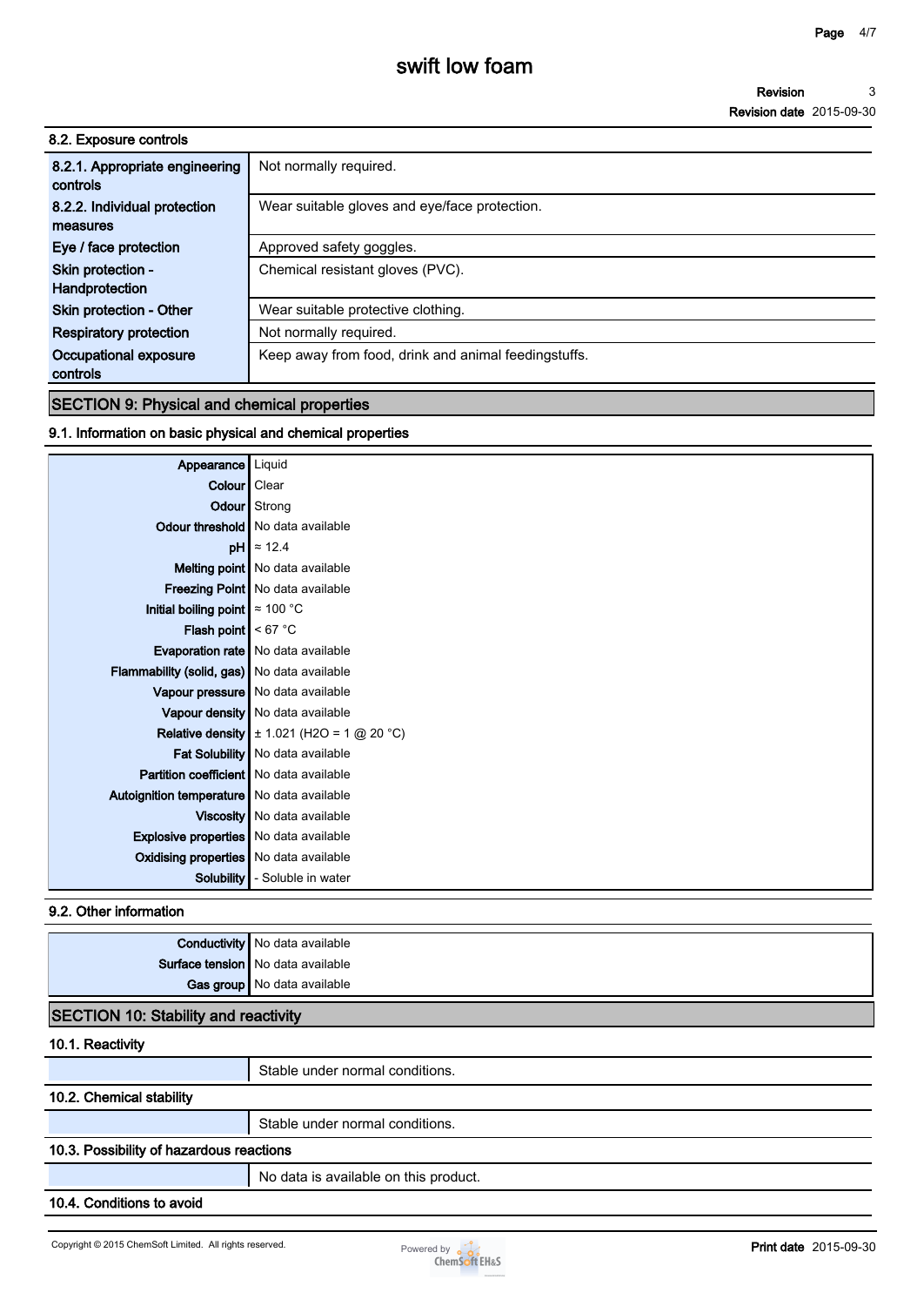### 8.2. Exposure controls

| | |
|---|---|
| 8.2.1. Appropriate engineering controls | Not normally required. |
| 8.2.2. Individual protection measures | Wear suitable gloves and eye/face protection. |
| Eye / face protection | Approved safety goggles. |
| Skin protection - Handprotection | Chemical resistant gloves (PVC). |
| Skin protection - Other | Wear suitable protective clothing. |
| Respiratory protection | Not normally required. |
| Occupational exposure controls | Keep away from food, drink and animal feedingstuffs. |

## SECTION 9: Physical and chemical properties

### 9.1. Information on basic physical and chemical properties

| | |
|---|---|
| Appearance | Liquid |
| Colour | Clear |
| Odour | Strong |
| Odour threshold | No data available |
| pH | ≈ 12.4 |
| Melting point | No data available |
| Freezing Point | No data available |
| Initial boiling point | ≈ 100 °C |
| Flash point | < 67 °C |
| Evaporation rate | No data available |
| Flammability (solid, gas) | No data available |
| Vapour pressure | No data available |
| Vapour density | No data available |
| Relative density | ± 1.021 ($H_2O$ = 1 @ 20 °C) |
| Fat Solubility | No data available |
| Partition coefficient | No data available |
| Autoignition temperature | No data available |
| Viscosity | No data available |
| Explosive properties | No data available |
| Oxidising properties | No data available |
| Solubility | - Soluble in water |

### 9.2. Other information

| | |
|---|---|
| Conductivity | No data available |
| Surface tension | No data available |
| Gas group | No data available |

## SECTION 10: Stability and reactivity

### 10.1. Reactivity

Stable under normal conditions.

### 10.2. Chemical stability

Stable under normal conditions.

### 10.3. Possibility of hazardous reactions

No data is available on this product.

### 10.4. Conditions to avoid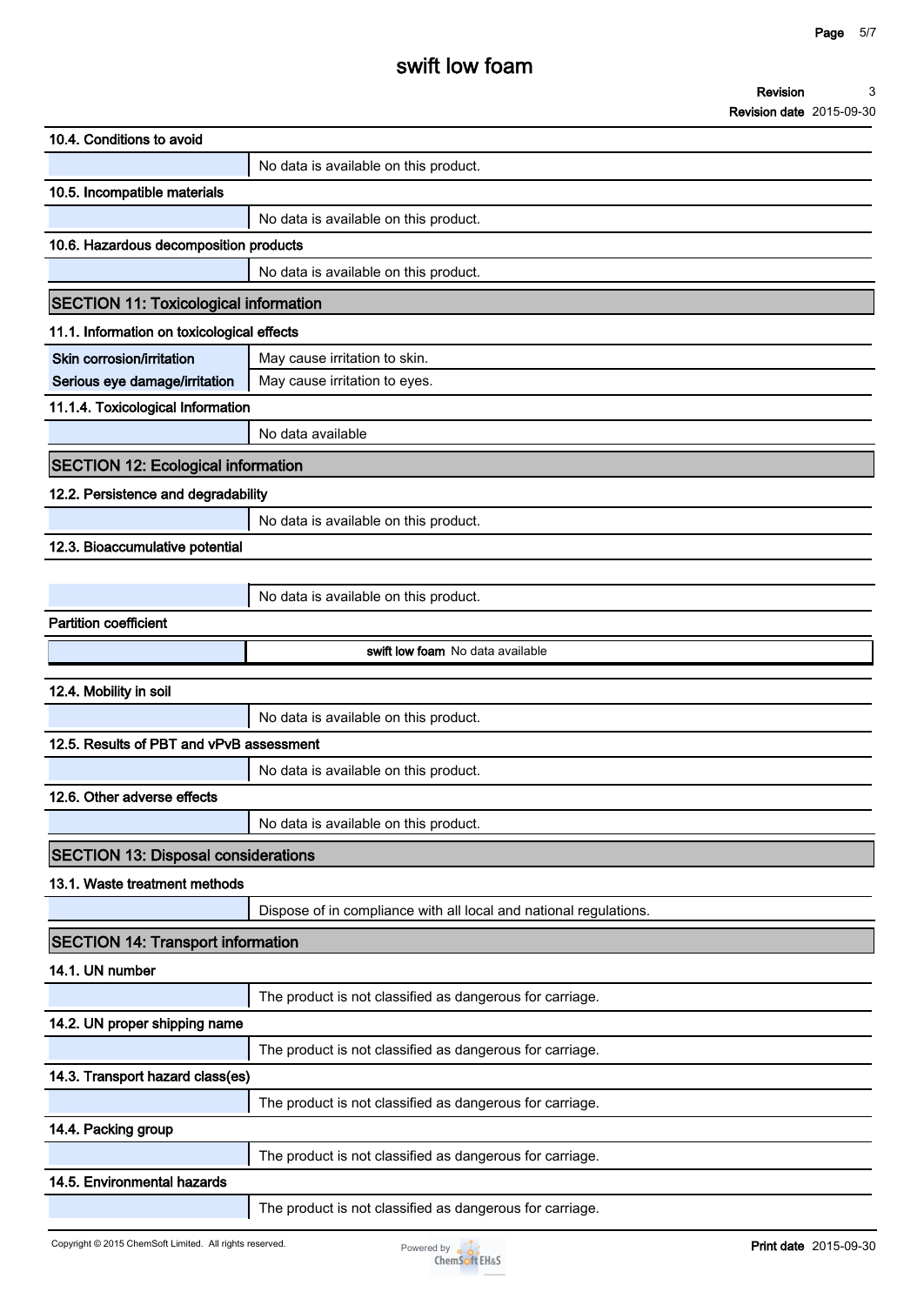### 10.4. Conditions to avoid

No data is available on this product.

### 10.5. Incompatible materials

No data is available on this product.

### 10.6. Hazardous decomposition products

No data is available on this product.

## SECTION 11: Toxicological information

### 11.1. Information on toxicological effects

| | |
|---|---|
| Skin corrosion/irritation | May cause irritation to skin. |
| Serious eye damage/irritation | May cause irritation to eyes. |

### 11.1.4. Toxicological Information

No data available

## SECTION 12: Ecological information

### 12.2. Persistence and degradability

No data is available on this product.

### 12.3. Bioaccumulative potential

No data is available on this product.

**Partition coefficient**

| | |
|---|---|
| **swift low foam** | No data available |

### 12.4. Mobility in soil

No data is available on this product.

### 12.5. Results of PBT and vPvB assessment

No data is available on this product.

### 12.6. Other adverse effects

No data is available on this product.

## SECTION 13: Disposal considerations

### 13.1. Waste treatment methods

Dispose of in compliance with all local and national regulations.

## SECTION 14: Transport information

### 14.1. UN number

The product is not classified as dangerous for carriage.

### 14.2. UN proper shipping name

The product is not classified as dangerous for carriage.

### 14.3. Transport hazard class(es)

The product is not classified as dangerous for carriage.

### 14.4. Packing group

The product is not classified as dangerous for carriage.

### 14.5. Environmental hazards

The product is not classified as dangerous for carriage.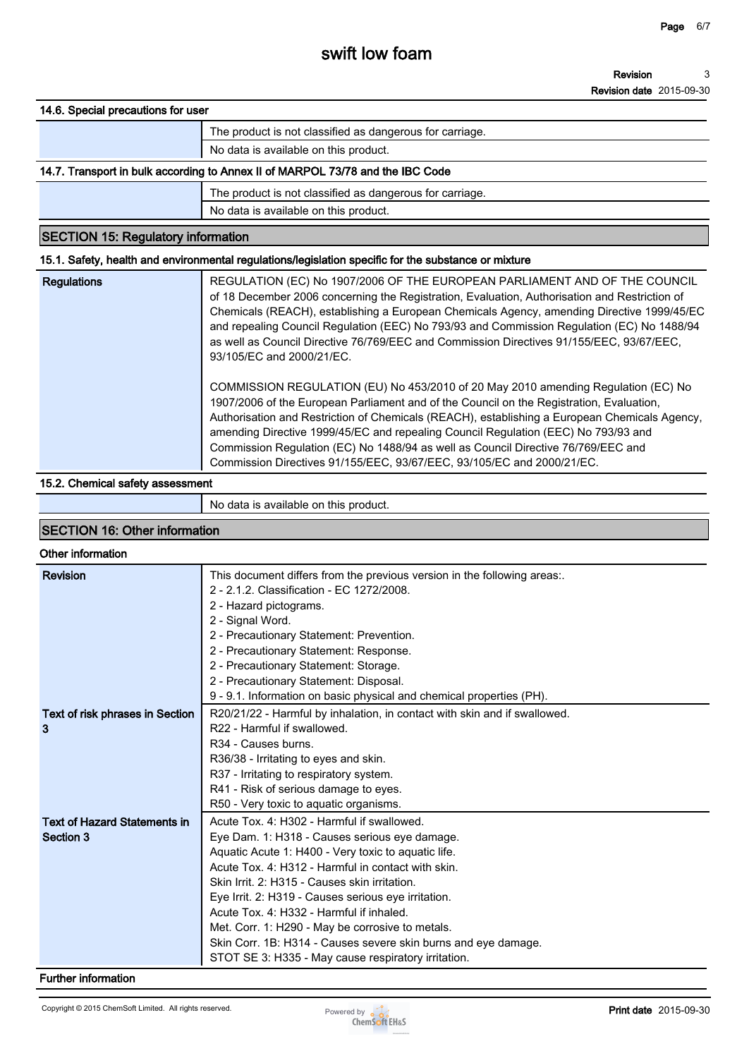#### 14.6. Special precautions for user

| | |
|---|---|
| | The product is not classified as dangerous for carriage. |
| | No data is available on this product. |

#### 14.7. Transport in bulk according to Annex II of MARPOL 73/78 and the IBC Code

| | |
|---|---|
| | The product is not classified as dangerous for carriage. |
| | No data is available on this product. |

## SECTION 15: Regulatory information

#### 15.1. Safety, health and environmental regulations/legislation specific for the substance or mixture

| | |
|---|---|
| **Regulations** | REGULATION (EC) No 1907/2006 OF THE EUROPEAN PARLIAMENT AND OF THE COUNCIL of 18 December 2006 concerning the Registration, Evaluation, Authorisation and Restriction of Chemicals (REACH), establishing a European Chemicals Agency, amending Directive 1999/45/EC and repealing Council Regulation (EEC) No 793/93 and Commission Regulation (EC) No 1488/94 as well as Council Directive 76/769/EEC and Commission Directives 91/155/EEC, 93/67/EEC, 93/105/EC and 2000/21/EC.<br><br>COMMISSION REGULATION (EU) No 453/2010 of 20 May 2010 amending Regulation (EC) No 1907/2006 of the European Parliament and of the Council on the Registration, Evaluation, Authorisation and Restriction of Chemicals (REACH), establishing a European Chemicals Agency, amending Directive 1999/45/EC and repealing Council Regulation (EEC) No 793/93 and Commission Regulation (EC) No 1488/94 as well as Council Directive 76/769/EEC and Commission Directives 91/155/EEC, 93/67/EEC, 93/105/EC and 2000/21/EC. |

#### 15.2. Chemical safety assessment

| | |
|---|---|
| | No data is available on this product. |

## SECTION 16: Other information

#### Other information

| | |
|---|---|
| **Revision** | This document differs from the previous version in the following areas:.<br>2 - 2.1.2. Classification - EC 1272/2008.<br>2 - Hazard pictograms.<br>2 - Signal Word.<br>2 - Precautionary Statement: Prevention.<br>2 - Precautionary Statement: Response.<br>2 - Precautionary Statement: Storage.<br>2 - Precautionary Statement: Disposal.<br>9 - 9.1. Information on basic physical and chemical properties (PH). |
| **Text of risk phrases in Section 3** | R20/21/22 - Harmful by inhalation, in contact with skin and if swallowed.<br>R22 - Harmful if swallowed.<br>R34 - Causes burns.<br>R36/38 - Irritating to eyes and skin.<br>R37 - Irritating to respiratory system.<br>R41 - Risk of serious damage to eyes.<br>R50 - Very toxic to aquatic organisms. |
| **Text of Hazard Statements in Section 3** | Acute Tox. 4: H302 - Harmful if swallowed.<br>Eye Dam. 1: H318 - Causes serious eye damage.<br>Aquatic Acute 1: H400 - Very toxic to aquatic life.<br>Acute Tox. 4: H312 - Harmful in contact with skin.<br>Skin Irrit. 2: H315 - Causes skin irritation.<br>Eye Irrit. 2: H319 - Causes serious eye irritation.<br>Acute Tox. 4: H332 - Harmful if inhaled.<br>Met. Corr. 1: H290 - May be corrosive to metals.<br>Skin Corr. 1B: H314 - Causes severe skin burns and eye damage.<br>STOT SE 3: H335 - May cause respiratory irritation. |

#### Further information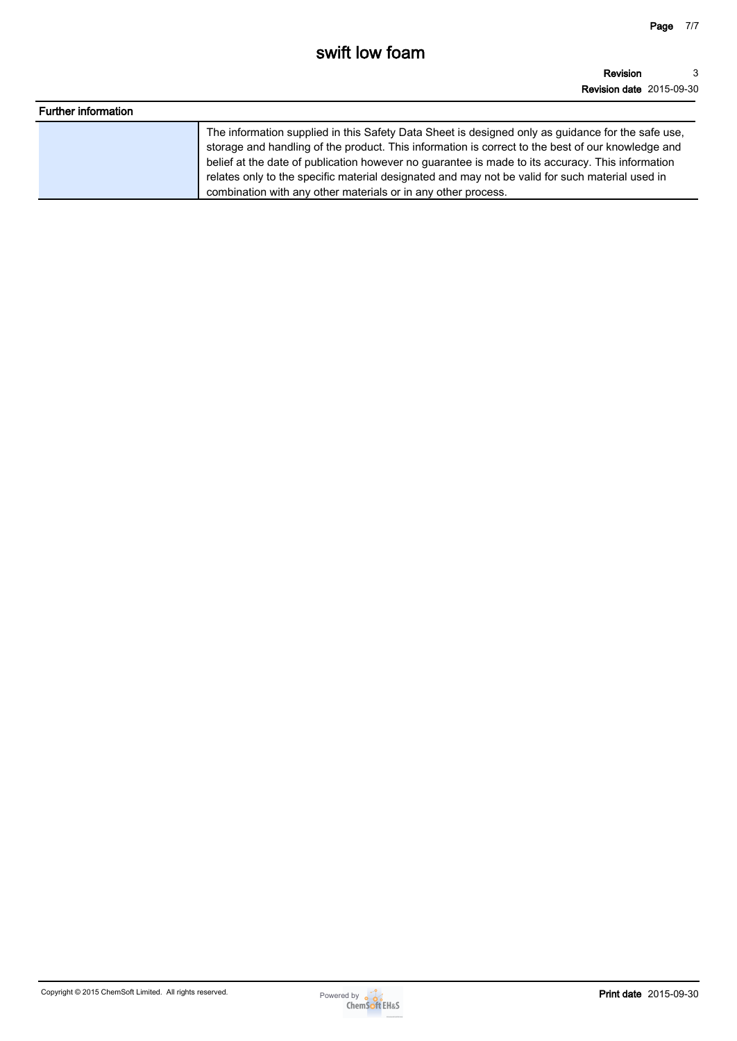## Further information

| | |
|---|---|
| | The information supplied in this Safety Data Sheet is designed only as guidance for the safe use, storage and handling of the product. This information is correct to the best of our knowledge and belief at the date of publication however no guarantee is made to its accuracy. This information relates only to the specific material designated and may not be valid for such material used in combination with any other materials or in any other process. |